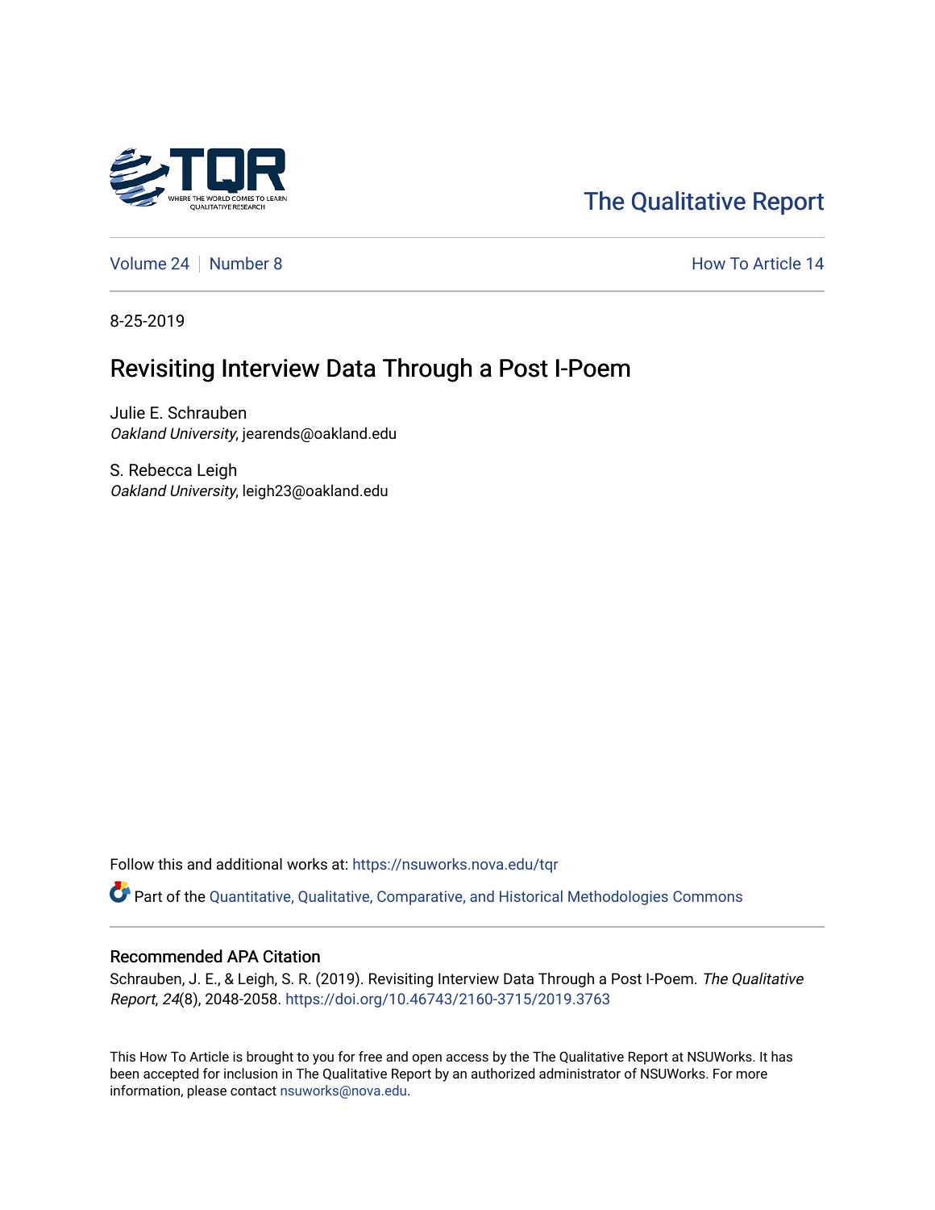The Qualitative Report

Volume 24 | Number 8 — How To Article 14

8-25-2019

# Revisiting Interview Data Through a Post I-Poem

Julie E. Schrauben
*Oakland University*, jearends@oakland.edu

S. Rebecca Leigh
*Oakland University*, leigh23@oakland.edu

Follow this and additional works at: https://nsuworks.nova.edu/tqr

Part of the Quantitative, Qualitative, Comparative, and Historical Methodologies Commons

## Recommended APA Citation

Schrauben, J. E., & Leigh, S. R. (2019). Revisiting Interview Data Through a Post I-Poem. *The Qualitative Report*, *24*(8), 2048-2058. https://doi.org/10.46743/2160-3715/2019.3763

This How To Article is brought to you for free and open access by the The Qualitative Report at NSUWorks. It has been accepted for inclusion in The Qualitative Report by an authorized administrator of NSUWorks. For more information, please contact nsuworks@nova.edu.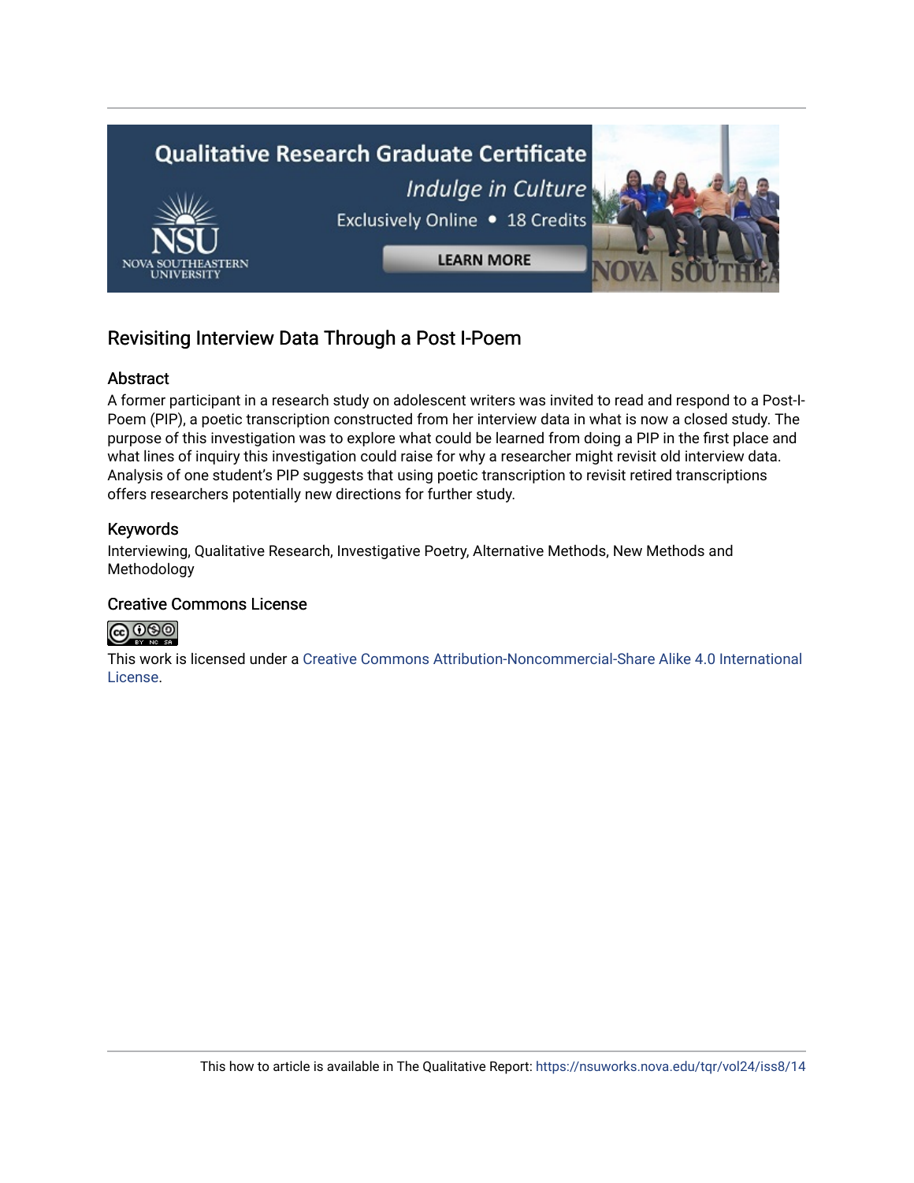## Revisiting Interview Data Through a Post I-Poem

### Abstract

A former participant in a research study on adolescent writers was invited to read and respond to a Post-I-Poem (PIP), a poetic transcription constructed from her interview data in what is now a closed study. The purpose of this investigation was to explore what could be learned from doing a PIP in the first place and what lines of inquiry this investigation could raise for why a researcher might revisit old interview data. Analysis of one student's PIP suggests that using poetic transcription to revisit retired transcriptions offers researchers potentially new directions for further study.

### Keywords

Interviewing, Qualitative Research, Investigative Poetry, Alternative Methods, New Methods and Methodology

### Creative Commons License

This work is licensed under a Creative Commons Attribution-Noncommercial-Share Alike 4.0 International License.

This how to article is available in The Qualitative Report: https://nsuworks.nova.edu/tqr/vol24/iss8/14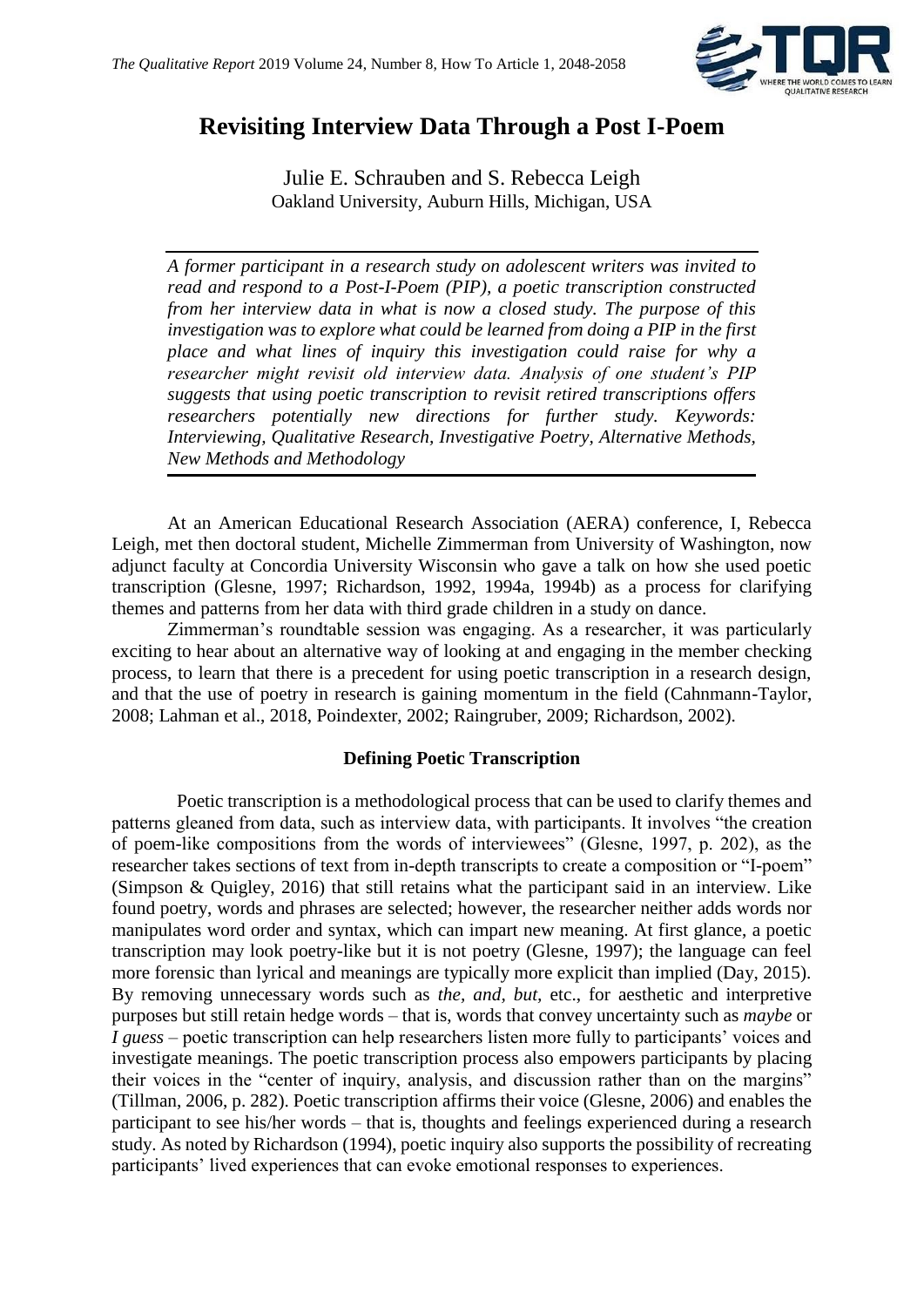# Revisiting Interview Data Through a Post I-Poem

Julie E. Schrauben and S. Rebecca Leigh
Oakland University, Auburn Hills, Michigan, USA

*A former participant in a research study on adolescent writers was invited to read and respond to a Post-I-Poem (PIP), a poetic transcription constructed from her interview data in what is now a closed study. The purpose of this investigation was to explore what could be learned from doing a PIP in the first place and what lines of inquiry this investigation could raise for why a researcher might revisit old interview data. Analysis of one student's PIP suggests that using poetic transcription to revisit retired transcriptions offers researchers potentially new directions for further study. Keywords: Interviewing, Qualitative Research, Investigative Poetry, Alternative Methods, New Methods and Methodology*

At an American Educational Research Association (AERA) conference, I, Rebecca Leigh, met then doctoral student, Michelle Zimmerman from University of Washington, now adjunct faculty at Concordia University Wisconsin who gave a talk on how she used poetic transcription (Glesne, 1997; Richardson, 1992, 1994a, 1994b) as a process for clarifying themes and patterns from her data with third grade children in a study on dance.

Zimmerman's roundtable session was engaging. As a researcher, it was particularly exciting to hear about an alternative way of looking at and engaging in the member checking process, to learn that there is a precedent for using poetic transcription in a research design, and that the use of poetry in research is gaining momentum in the field (Cahnmann-Taylor, 2008; Lahman et al., 2018, Poindexter, 2002; Raingruber, 2009; Richardson, 2002).

### Defining Poetic Transcription

Poetic transcription is a methodological process that can be used to clarify themes and patterns gleaned from data, such as interview data, with participants. It involves "the creation of poem-like compositions from the words of interviewees" (Glesne, 1997, p. 202), as the researcher takes sections of text from in-depth transcripts to create a composition or "I-poem" (Simpson & Quigley, 2016) that still retains what the participant said in an interview. Like found poetry, words and phrases are selected; however, the researcher neither adds words nor manipulates word order and syntax, which can impart new meaning. At first glance, a poetic transcription may look poetry-like but it is not poetry (Glesne, 1997); the language can feel more forensic than lyrical and meanings are typically more explicit than implied (Day, 2015). By removing unnecessary words such as *the, and, but,* etc., for aesthetic and interpretive purposes but still retain hedge words – that is, words that convey uncertainty such as *maybe* or *I guess* – poetic transcription can help researchers listen more fully to participants' voices and investigate meanings. The poetic transcription process also empowers participants by placing their voices in the "center of inquiry, analysis, and discussion rather than on the margins" (Tillman, 2006, p. 282). Poetic transcription affirms their voice (Glesne, 2006) and enables the participant to see his/her words – that is, thoughts and feelings experienced during a research study. As noted by Richardson (1994), poetic inquiry also supports the possibility of recreating participants' lived experiences that can evoke emotional responses to experiences.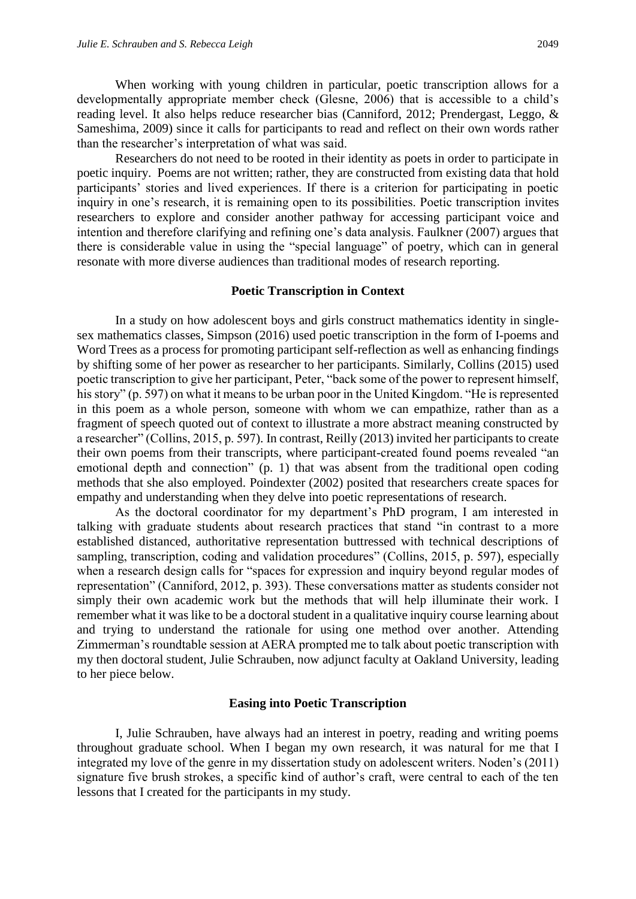When working with young children in particular, poetic transcription allows for a developmentally appropriate member check (Glesne, 2006) that is accessible to a child's reading level. It also helps reduce researcher bias (Canniford, 2012; Prendergast, Leggo, & Sameshima, 2009) since it calls for participants to read and reflect on their own words rather than the researcher's interpretation of what was said.

Researchers do not need to be rooted in their identity as poets in order to participate in poetic inquiry. Poems are not written; rather, they are constructed from existing data that hold participants' stories and lived experiences. If there is a criterion for participating in poetic inquiry in one's research, it is remaining open to its possibilities. Poetic transcription invites researchers to explore and consider another pathway for accessing participant voice and intention and therefore clarifying and refining one's data analysis. Faulkner (2007) argues that there is considerable value in using the "special language" of poetry, which can in general resonate with more diverse audiences than traditional modes of research reporting.

## Poetic Transcription in Context

In a study on how adolescent boys and girls construct mathematics identity in single-sex mathematics classes, Simpson (2016) used poetic transcription in the form of I-poems and Word Trees as a process for promoting participant self-reflection as well as enhancing findings by shifting some of her power as researcher to her participants. Similarly, Collins (2015) used poetic transcription to give her participant, Peter, "back some of the power to represent himself, his story" (p. 597) on what it means to be urban poor in the United Kingdom. "He is represented in this poem as a whole person, someone with whom we can empathize, rather than as a fragment of speech quoted out of context to illustrate a more abstract meaning constructed by a researcher" (Collins, 2015, p. 597). In contrast, Reilly (2013) invited her participants to create their own poems from their transcripts, where participant-created found poems revealed "an emotional depth and connection" (p. 1) that was absent from the traditional open coding methods that she also employed. Poindexter (2002) posited that researchers create spaces for empathy and understanding when they delve into poetic representations of research.

As the doctoral coordinator for my department's PhD program, I am interested in talking with graduate students about research practices that stand "in contrast to a more established distanced, authoritative representation buttressed with technical descriptions of sampling, transcription, coding and validation procedures" (Collins, 2015, p. 597), especially when a research design calls for "spaces for expression and inquiry beyond regular modes of representation" (Canniford, 2012, p. 393). These conversations matter as students consider not simply their own academic work but the methods that will help illuminate their work. I remember what it was like to be a doctoral student in a qualitative inquiry course learning about and trying to understand the rationale for using one method over another. Attending Zimmerman's roundtable session at AERA prompted me to talk about poetic transcription with my then doctoral student, Julie Schrauben, now adjunct faculty at Oakland University, leading to her piece below.

## Easing into Poetic Transcription

I, Julie Schrauben, have always had an interest in poetry, reading and writing poems throughout graduate school. When I began my own research, it was natural for me that I integrated my love of the genre in my dissertation study on adolescent writers. Noden's (2011) signature five brush strokes, a specific kind of author's craft, were central to each of the ten lessons that I created for the participants in my study.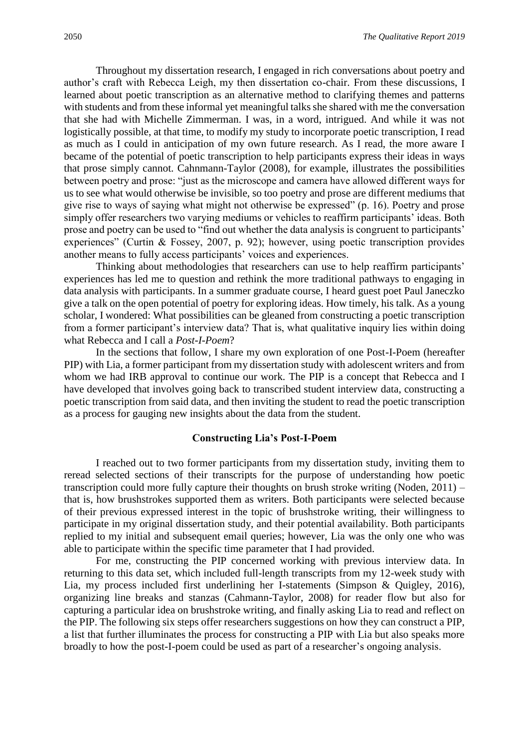Throughout my dissertation research, I engaged in rich conversations about poetry and author's craft with Rebecca Leigh, my then dissertation co-chair. From these discussions, I learned about poetic transcription as an alternative method to clarifying themes and patterns with students and from these informal yet meaningful talks she shared with me the conversation that she had with Michelle Zimmerman. I was, in a word, intrigued. And while it was not logistically possible, at that time, to modify my study to incorporate poetic transcription, I read as much as I could in anticipation of my own future research. As I read, the more aware I became of the potential of poetic transcription to help participants express their ideas in ways that prose simply cannot. Cahnmann-Taylor (2008), for example, illustrates the possibilities between poetry and prose: "just as the microscope and camera have allowed different ways for us to see what would otherwise be invisible, so too poetry and prose are different mediums that give rise to ways of saying what might not otherwise be expressed" (p. 16). Poetry and prose simply offer researchers two varying mediums or vehicles to reaffirm participants' ideas. Both prose and poetry can be used to "find out whether the data analysis is congruent to participants' experiences" (Curtin & Fossey, 2007, p. 92); however, using poetic transcription provides another means to fully access participants' voices and experiences.

Thinking about methodologies that researchers can use to help reaffirm participants' experiences has led me to question and rethink the more traditional pathways to engaging in data analysis with participants. In a summer graduate course, I heard guest poet Paul Janeczko give a talk on the open potential of poetry for exploring ideas. How timely, his talk. As a young scholar, I wondered: What possibilities can be gleaned from constructing a poetic transcription from a former participant's interview data? That is, what qualitative inquiry lies within doing what Rebecca and I call a *Post-I-Poem*?

In the sections that follow, I share my own exploration of one Post-I-Poem (hereafter PIP) with Lia, a former participant from my dissertation study with adolescent writers and from whom we had IRB approval to continue our work. The PIP is a concept that Rebecca and I have developed that involves going back to transcribed student interview data, constructing a poetic transcription from said data, and then inviting the student to read the poetic transcription as a process for gauging new insights about the data from the student.

### Constructing Lia's Post-I-Poem

I reached out to two former participants from my dissertation study, inviting them to reread selected sections of their transcripts for the purpose of understanding how poetic transcription could more fully capture their thoughts on brush stroke writing (Noden, 2011) – that is, how brushstrokes supported them as writers. Both participants were selected because of their previous expressed interest in the topic of brushstroke writing, their willingness to participate in my original dissertation study, and their potential availability. Both participants replied to my initial and subsequent email queries; however, Lia was the only one who was able to participate within the specific time parameter that I had provided.

For me, constructing the PIP concerned working with previous interview data. In returning to this data set, which included full-length transcripts from my 12-week study with Lia, my process included first underlining her I-statements (Simpson & Quigley, 2016), organizing line breaks and stanzas (Cahmann-Taylor, 2008) for reader flow but also for capturing a particular idea on brushstroke writing, and finally asking Lia to read and reflect on the PIP. The following six steps offer researchers suggestions on how they can construct a PIP, a list that further illuminates the process for constructing a PIP with Lia but also speaks more broadly to how the post-I-poem could be used as part of a researcher's ongoing analysis.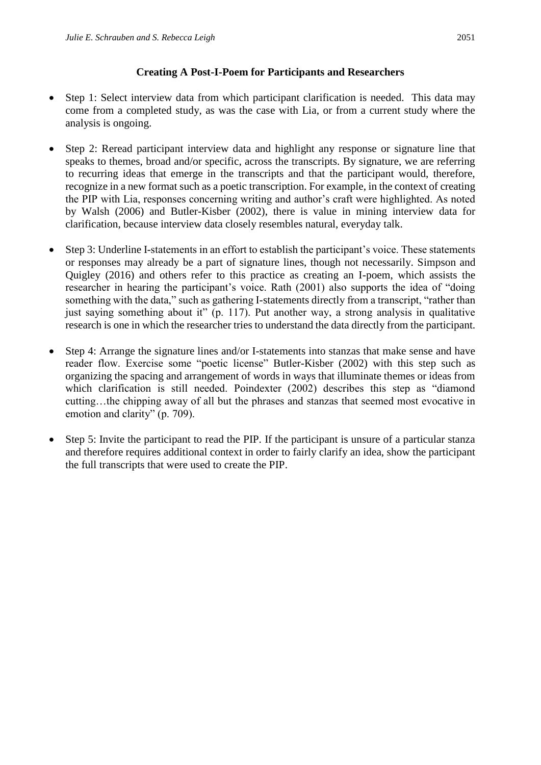**Creating A Post-I-Poem for Participants and Researchers**

- Step 1: Select interview data from which participant clarification is needed. This data may come from a completed study, as was the case with Lia, or from a current study where the analysis is ongoing.
- Step 2: Reread participant interview data and highlight any response or signature line that speaks to themes, broad and/or specific, across the transcripts. By signature, we are referring to recurring ideas that emerge in the transcripts and that the participant would, therefore, recognize in a new format such as a poetic transcription. For example, in the context of creating the PIP with Lia, responses concerning writing and author's craft were highlighted. As noted by Walsh (2006) and Butler-Kisber (2002), there is value in mining interview data for clarification, because interview data closely resembles natural, everyday talk.
- Step 3: Underline I-statements in an effort to establish the participant's voice. These statements or responses may already be a part of signature lines, though not necessarily. Simpson and Quigley (2016) and others refer to this practice as creating an I-poem, which assists the researcher in hearing the participant's voice. Rath (2001) also supports the idea of "doing something with the data," such as gathering I-statements directly from a transcript, "rather than just saying something about it" (p. 117). Put another way, a strong analysis in qualitative research is one in which the researcher tries to understand the data directly from the participant.
- Step 4: Arrange the signature lines and/or I-statements into stanzas that make sense and have reader flow. Exercise some "poetic license" Butler-Kisber (2002) with this step such as organizing the spacing and arrangement of words in ways that illuminate themes or ideas from which clarification is still needed. Poindexter (2002) describes this step as "diamond cutting…the chipping away of all but the phrases and stanzas that seemed most evocative in emotion and clarity" (p. 709).
- Step 5: Invite the participant to read the PIP. If the participant is unsure of a particular stanza and therefore requires additional context in order to fairly clarify an idea, show the participant the full transcripts that were used to create the PIP.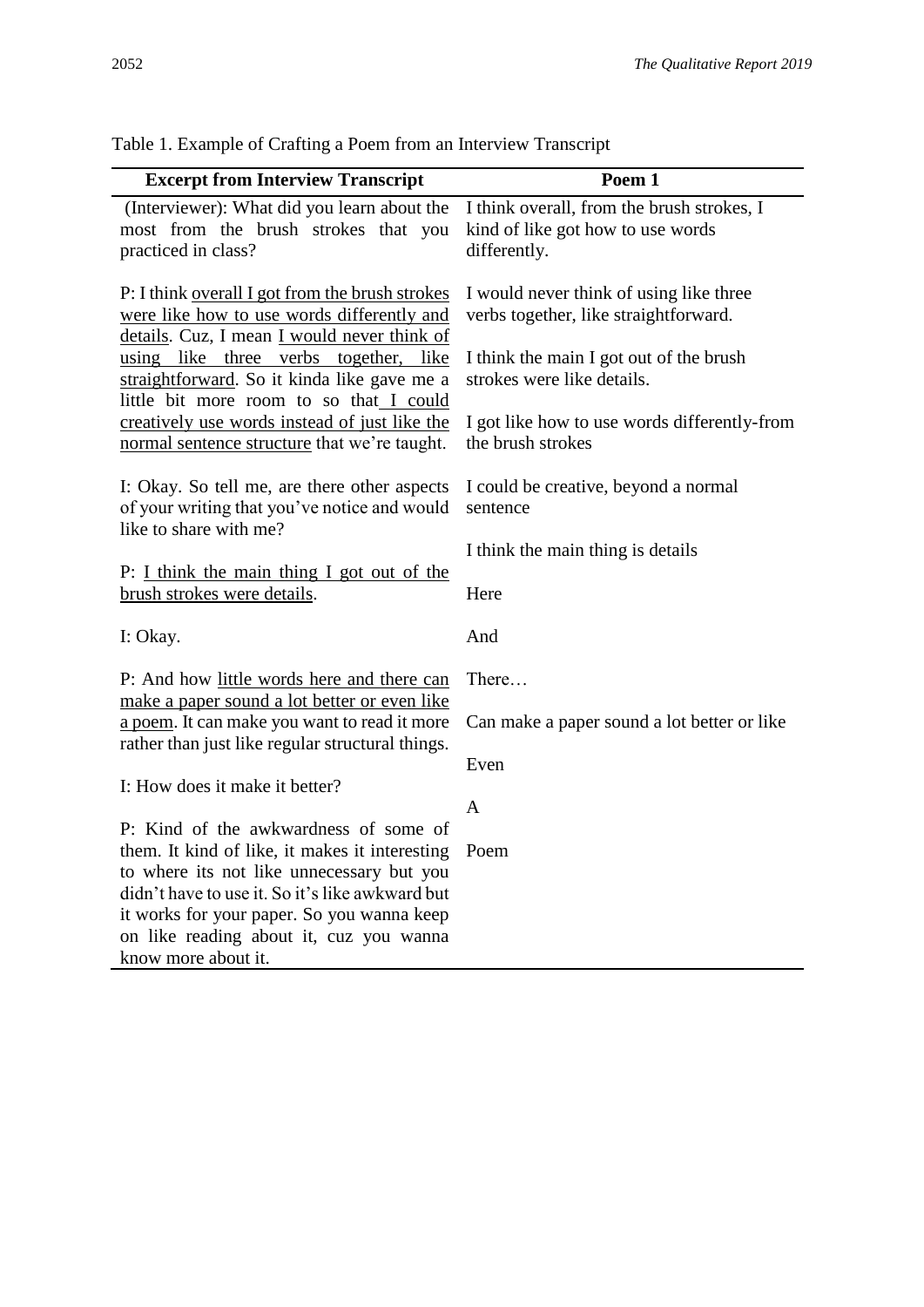Table 1. Example of Crafting a Poem from an Interview Transcript

| Excerpt from Interview Transcript | Poem 1 |
|---|---|
| (Interviewer): What did you learn about the most from the brush strokes that you practiced in class? | I think overall, from the brush strokes, I kind of like got how to use words differently. |
| P: I think <u>overall I got from the brush strokes were like how to use words differently and details</u>. Cuz, I mean <u>I would never think of using like three verbs together, like straightforward</u>. So it kinda like gave me a little bit more room to so that <u>I could creatively use words instead of just like the normal sentence structure</u> that we're taught. | I would never think of using like three verbs together, like straightforward.<br><br>I think the main I got out of the brush strokes were like details.<br><br>I got like how to use words differently-from the brush strokes |
| I: Okay. So tell me, are there other aspects of your writing that you've notice and would like to share with me?<br><br>P: <u>I think the main thing I got out of the brush strokes were details</u>.<br><br>I: Okay. | I could be creative, beyond a normal sentence<br><br>I think the main thing is details<br><br>Here<br><br>And |
| P: And how <u>little words here and there can make a paper sound a lot better or even like a poem</u>. It can make you want to read it more rather than just like regular structural things.<br><br>I: How does it make it better?<br><br>P: Kind of the awkwardness of some of them. It kind of like, it makes it interesting to where its not like unnecessary but you didn't have to use it. So it's like awkward but it works for your paper. So you wanna keep on like reading about it, cuz you wanna know more about it. | There…<br><br>Can make a paper sound a lot better or like<br><br>Even<br><br>A<br><br>Poem |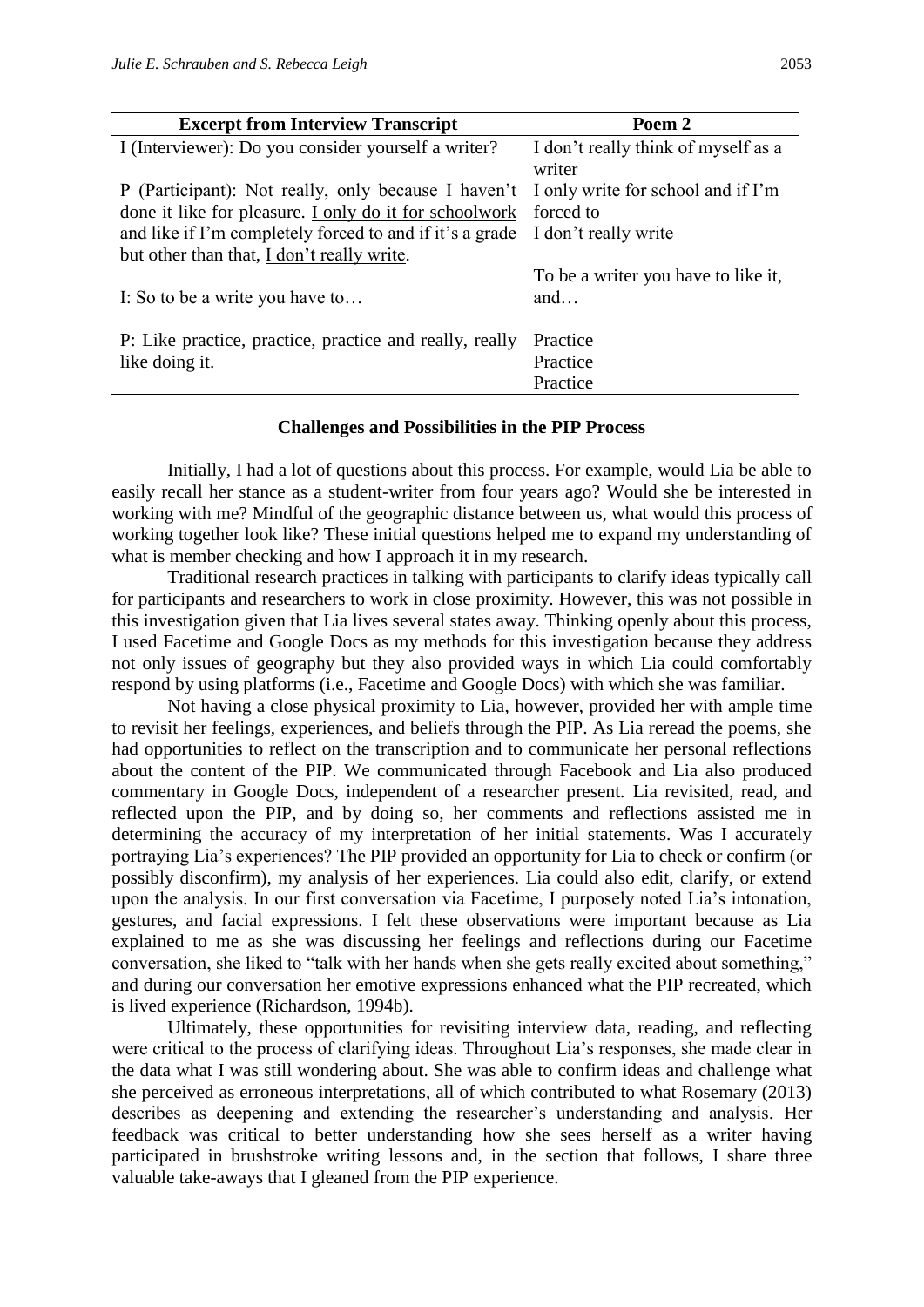| Excerpt from Interview Transcript | Poem 2 |
|---|---|
| I (Interviewer): Do you consider yourself a writer? | I don't really think of myself as a writer |
| P (Participant): Not really, only because I haven't done it like for pleasure. <u>I only do it for schoolwork</u> and like if I'm completely forced to and if it's a grade but other than that, <u>I don't really write</u>. | I only write for school and if I'm forced to<br>I don't really write |
| I: So to be a write you have to… | To be a writer you have to like it, and… |
| P: Like <u>practice, practice, practice</u> and really, really like doing it. | Practice<br>Practice<br>Practice |

## Challenges and Possibilities in the PIP Process

Initially, I had a lot of questions about this process. For example, would Lia be able to easily recall her stance as a student-writer from four years ago? Would she be interested in working with me? Mindful of the geographic distance between us, what would this process of working together look like? These initial questions helped me to expand my understanding of what is member checking and how I approach it in my research.

Traditional research practices in talking with participants to clarify ideas typically call for participants and researchers to work in close proximity. However, this was not possible in this investigation given that Lia lives several states away. Thinking openly about this process, I used Facetime and Google Docs as my methods for this investigation because they address not only issues of geography but they also provided ways in which Lia could comfortably respond by using platforms (i.e., Facetime and Google Docs) with which she was familiar.

Not having a close physical proximity to Lia, however, provided her with ample time to revisit her feelings, experiences, and beliefs through the PIP. As Lia reread the poems, she had opportunities to reflect on the transcription and to communicate her personal reflections about the content of the PIP. We communicated through Facebook and Lia also produced commentary in Google Docs, independent of a researcher present. Lia revisited, read, and reflected upon the PIP, and by doing so, her comments and reflections assisted me in determining the accuracy of my interpretation of her initial statements. Was I accurately portraying Lia's experiences? The PIP provided an opportunity for Lia to check or confirm (or possibly disconfirm), my analysis of her experiences. Lia could also edit, clarify, or extend upon the analysis. In our first conversation via Facetime, I purposely noted Lia's intonation, gestures, and facial expressions. I felt these observations were important because as Lia explained to me as she was discussing her feelings and reflections during our Facetime conversation, she liked to "talk with her hands when she gets really excited about something," and during our conversation her emotive expressions enhanced what the PIP recreated, which is lived experience (Richardson, 1994b).

Ultimately, these opportunities for revisiting interview data, reading, and reflecting were critical to the process of clarifying ideas. Throughout Lia's responses, she made clear in the data what I was still wondering about. She was able to confirm ideas and challenge what she perceived as erroneous interpretations, all of which contributed to what Rosemary (2013) describes as deepening and extending the researcher's understanding and analysis. Her feedback was critical to better understanding how she sees herself as a writer having participated in brushstroke writing lessons and, in the section that follows, I share three valuable take-aways that I gleaned from the PIP experience.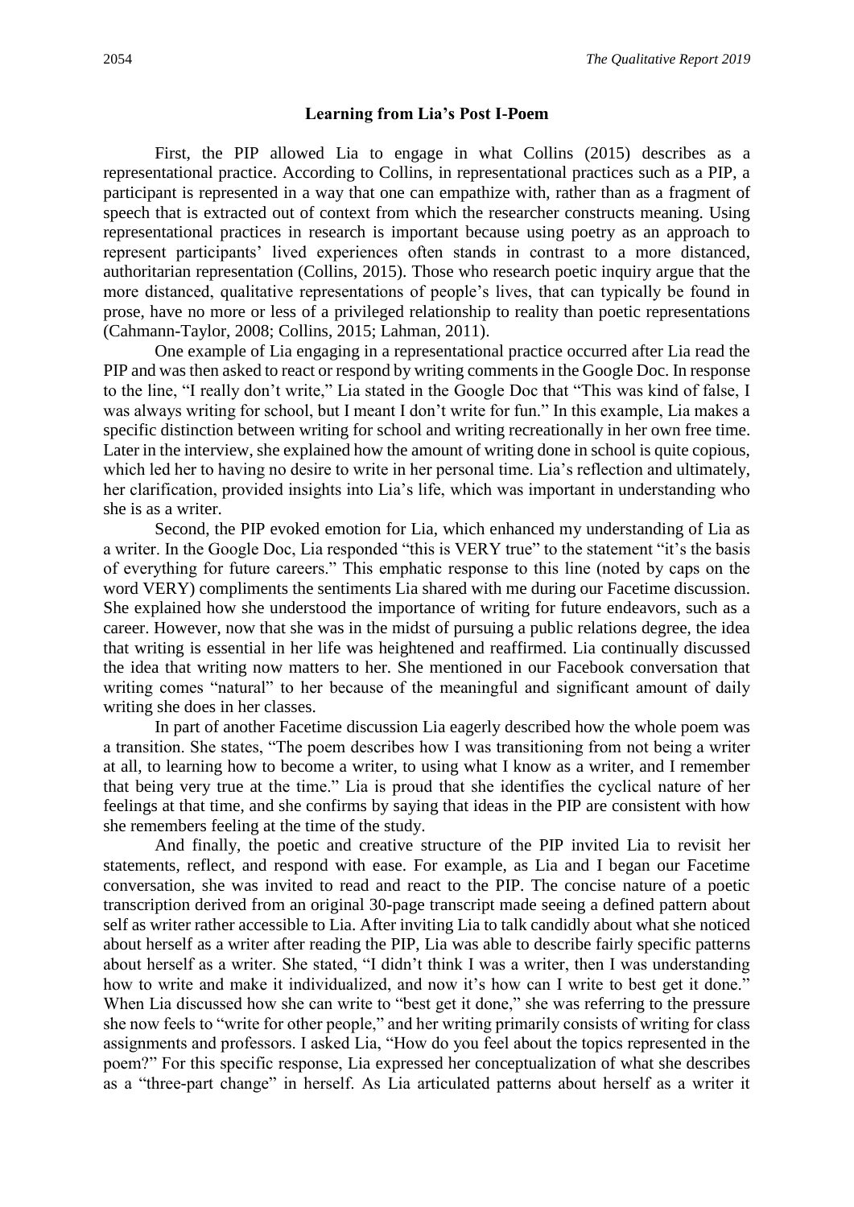### Learning from Lia's Post I-Poem

First, the PIP allowed Lia to engage in what Collins (2015) describes as a representational practice. According to Collins, in representational practices such as a PIP, a participant is represented in a way that one can empathize with, rather than as a fragment of speech that is extracted out of context from which the researcher constructs meaning. Using representational practices in research is important because using poetry as an approach to represent participants' lived experiences often stands in contrast to a more distanced, authoritarian representation (Collins, 2015). Those who research poetic inquiry argue that the more distanced, qualitative representations of people's lives, that can typically be found in prose, have no more or less of a privileged relationship to reality than poetic representations (Cahmann-Taylor, 2008; Collins, 2015; Lahman, 2011).

One example of Lia engaging in a representational practice occurred after Lia read the PIP and was then asked to react or respond by writing comments in the Google Doc. In response to the line, "I really don't write," Lia stated in the Google Doc that "This was kind of false, I was always writing for school, but I meant I don't write for fun." In this example, Lia makes a specific distinction between writing for school and writing recreationally in her own free time. Later in the interview, she explained how the amount of writing done in school is quite copious, which led her to having no desire to write in her personal time. Lia's reflection and ultimately, her clarification, provided insights into Lia's life, which was important in understanding who she is as a writer.

Second, the PIP evoked emotion for Lia, which enhanced my understanding of Lia as a writer. In the Google Doc, Lia responded "this is VERY true" to the statement "it's the basis of everything for future careers." This emphatic response to this line (noted by caps on the word VERY) compliments the sentiments Lia shared with me during our Facetime discussion. She explained how she understood the importance of writing for future endeavors, such as a career. However, now that she was in the midst of pursuing a public relations degree, the idea that writing is essential in her life was heightened and reaffirmed. Lia continually discussed the idea that writing now matters to her. She mentioned in our Facebook conversation that writing comes "natural" to her because of the meaningful and significant amount of daily writing she does in her classes.

In part of another Facetime discussion Lia eagerly described how the whole poem was a transition. She states, "The poem describes how I was transitioning from not being a writer at all, to learning how to become a writer, to using what I know as a writer, and I remember that being very true at the time." Lia is proud that she identifies the cyclical nature of her feelings at that time, and she confirms by saying that ideas in the PIP are consistent with how she remembers feeling at the time of the study.

And finally, the poetic and creative structure of the PIP invited Lia to revisit her statements, reflect, and respond with ease. For example, as Lia and I began our Facetime conversation, she was invited to read and react to the PIP. The concise nature of a poetic transcription derived from an original 30-page transcript made seeing a defined pattern about self as writer rather accessible to Lia. After inviting Lia to talk candidly about what she noticed about herself as a writer after reading the PIP, Lia was able to describe fairly specific patterns about herself as a writer. She stated, "I didn't think I was a writer, then I was understanding how to write and make it individualized, and now it's how can I write to best get it done." When Lia discussed how she can write to "best get it done," she was referring to the pressure she now feels to "write for other people," and her writing primarily consists of writing for class assignments and professors. I asked Lia, "How do you feel about the topics represented in the poem?" For this specific response, Lia expressed her conceptualization of what she describes as a "three-part change" in herself. As Lia articulated patterns about herself as a writer it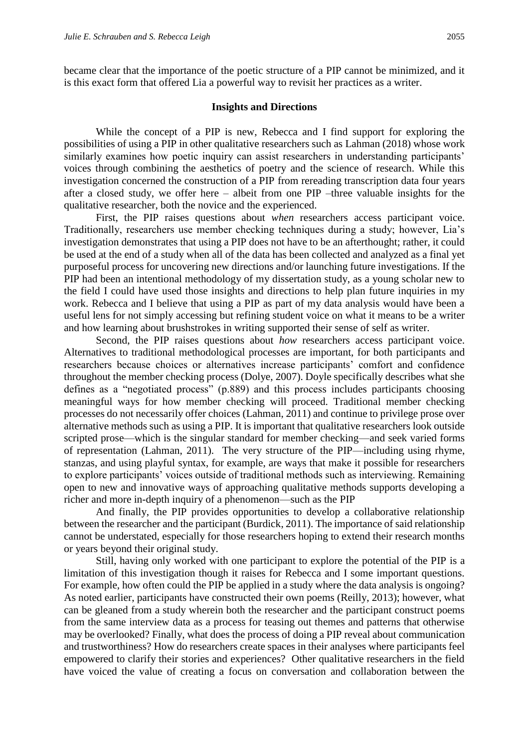became clear that the importance of the poetic structure of a PIP cannot be minimized, and it is this exact form that offered Lia a powerful way to revisit her practices as a writer.

## Insights and Directions

While the concept of a PIP is new, Rebecca and I find support for exploring the possibilities of using a PIP in other qualitative researchers such as Lahman (2018) whose work similarly examines how poetic inquiry can assist researchers in understanding participants' voices through combining the aesthetics of poetry and the science of research. While this investigation concerned the construction of a PIP from rereading transcription data four years after a closed study, we offer here – albeit from one PIP –three valuable insights for the qualitative researcher, both the novice and the experienced.

First, the PIP raises questions about *when* researchers access participant voice. Traditionally, researchers use member checking techniques during a study; however, Lia's investigation demonstrates that using a PIP does not have to be an afterthought; rather, it could be used at the end of a study when all of the data has been collected and analyzed as a final yet purposeful process for uncovering new directions and/or launching future investigations. If the PIP had been an intentional methodology of my dissertation study, as a young scholar new to the field I could have used those insights and directions to help plan future inquiries in my work. Rebecca and I believe that using a PIP as part of my data analysis would have been a useful lens for not simply accessing but refining student voice on what it means to be a writer and how learning about brushstrokes in writing supported their sense of self as writer.

Second, the PIP raises questions about *how* researchers access participant voice. Alternatives to traditional methodological processes are important, for both participants and researchers because choices or alternatives increase participants' comfort and confidence throughout the member checking process (Dolye, 2007). Doyle specifically describes what she defines as a "negotiated process" (p.889) and this process includes participants choosing meaningful ways for how member checking will proceed. Traditional member checking processes do not necessarily offer choices (Lahman, 2011) and continue to privilege prose over alternative methods such as using a PIP. It is important that qualitative researchers look outside scripted prose—which is the singular standard for member checking—and seek varied forms of representation (Lahman, 2011). The very structure of the PIP—including using rhyme, stanzas, and using playful syntax, for example, are ways that make it possible for researchers to explore participants' voices outside of traditional methods such as interviewing. Remaining open to new and innovative ways of approaching qualitative methods supports developing a richer and more in-depth inquiry of a phenomenon—such as the PIP

And finally, the PIP provides opportunities to develop a collaborative relationship between the researcher and the participant (Burdick, 2011). The importance of said relationship cannot be understated, especially for those researchers hoping to extend their research months or years beyond their original study.

Still, having only worked with one participant to explore the potential of the PIP is a limitation of this investigation though it raises for Rebecca and I some important questions. For example, how often could the PIP be applied in a study where the data analysis is ongoing? As noted earlier, participants have constructed their own poems (Reilly, 2013); however, what can be gleaned from a study wherein both the researcher and the participant construct poems from the same interview data as a process for teasing out themes and patterns that otherwise may be overlooked? Finally, what does the process of doing a PIP reveal about communication and trustworthiness? How do researchers create spaces in their analyses where participants feel empowered to clarify their stories and experiences? Other qualitative researchers in the field have voiced the value of creating a focus on conversation and collaboration between the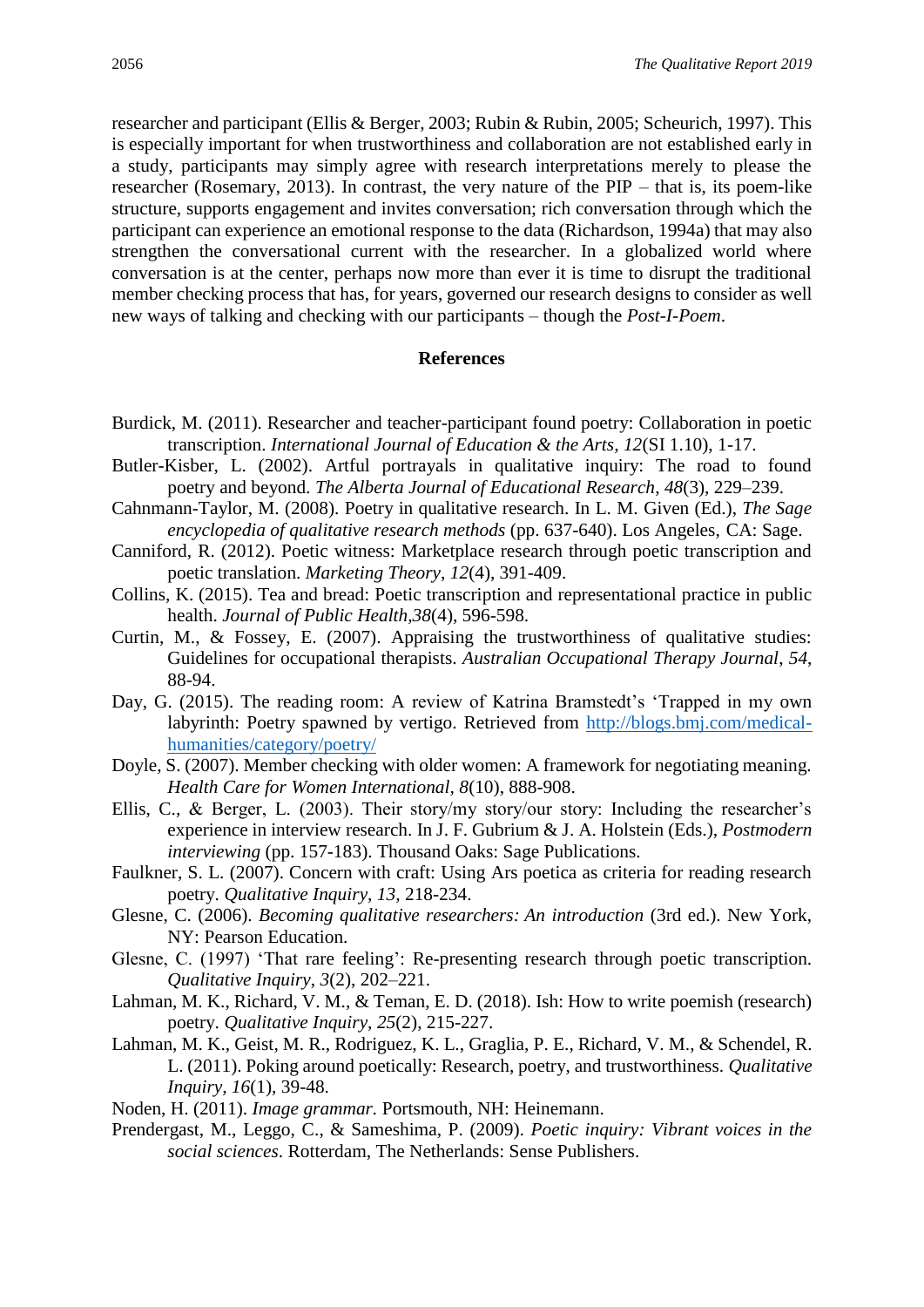researcher and participant (Ellis & Berger, 2003; Rubin & Rubin, 2005; Scheurich, 1997). This is especially important for when trustworthiness and collaboration are not established early in a study, participants may simply agree with research interpretations merely to please the researcher (Rosemary, 2013). In contrast, the very nature of the PIP – that is, its poem-like structure, supports engagement and invites conversation; rich conversation through which the participant can experience an emotional response to the data (Richardson, 1994a) that may also strengthen the conversational current with the researcher. In a globalized world where conversation is at the center, perhaps now more than ever it is time to disrupt the traditional member checking process that has, for years, governed our research designs to consider as well new ways of talking and checking with our participants – though the *Post-I-Poem*.

## References

Burdick, M. (2011). Researcher and teacher-participant found poetry: Collaboration in poetic transcription. *International Journal of Education & the Arts, 12*(SI 1.10), 1-17.

Butler-Kisber, L. (2002). Artful portrayals in qualitative inquiry: The road to found poetry and beyond. *The Alberta Journal of Educational Research*, *48*(3), 229–239.

Cahnmann-Taylor, M. (2008). Poetry in qualitative research. In L. M. Given (Ed.), *The Sage encyclopedia of qualitative research methods* (pp. 637-640). Los Angeles, CA: Sage.

Canniford, R. (2012). Poetic witness: Marketplace research through poetic transcription and poetic translation. *Marketing Theory*, *12*(4), 391-409.

Collins, K. (2015). Tea and bread: Poetic transcription and representational practice in public health. *Journal of Public Health,38*(4), 596-598.

Curtin, M., & Fossey, E. (2007). Appraising the trustworthiness of qualitative studies: Guidelines for occupational therapists. *Australian Occupational Therapy Journal*, *54*, 88-94.

Day, G. (2015). The reading room: A review of Katrina Bramstedt's 'Trapped in my own labyrinth: Poetry spawned by vertigo. Retrieved from http://blogs.bmj.com/medical-humanities/category/poetry/

Doyle, S. (2007). Member checking with older women: A framework for negotiating meaning. *Health Care for Women International*, *8*(10), 888-908.

Ellis, C., & Berger, L. (2003). Their story/my story/our story: Including the researcher's experience in interview research. In J. F. Gubrium & J. A. Holstein (Eds.), *Postmodern interviewing* (pp. 157-183). Thousand Oaks: Sage Publications.

Faulkner, S. L. (2007). Concern with craft: Using Ars poetica as criteria for reading research poetry. *Qualitative Inquiry*, *13*, 218-234.

Glesne, C. (2006). *Becoming qualitative researchers: An introduction* (3rd ed.). New York, NY: Pearson Education.

Glesne, C. (1997) 'That rare feeling': Re-presenting research through poetic transcription. *Qualitative Inquiry*, *3*(2), 202–221.

Lahman, M. K., Richard, V. M., & Teman, E. D. (2018). Ish: How to write poemish (research) poetry. *Qualitative Inquiry, 25*(2), 215-227.

Lahman, M. K., Geist, M. R., Rodriguez, K. L., Graglia, P. E., Richard, V. M., & Schendel, R. L. (2011). Poking around poetically: Research, poetry, and trustworthiness. *Qualitative Inquiry, 16*(1), 39-48.

Noden, H. (2011). *Image grammar.* Portsmouth, NH: Heinemann.

Prendergast, M., Leggo, C., & Sameshima, P. (2009). *Poetic inquiry: Vibrant voices in the social sciences*. Rotterdam, The Netherlands: Sense Publishers.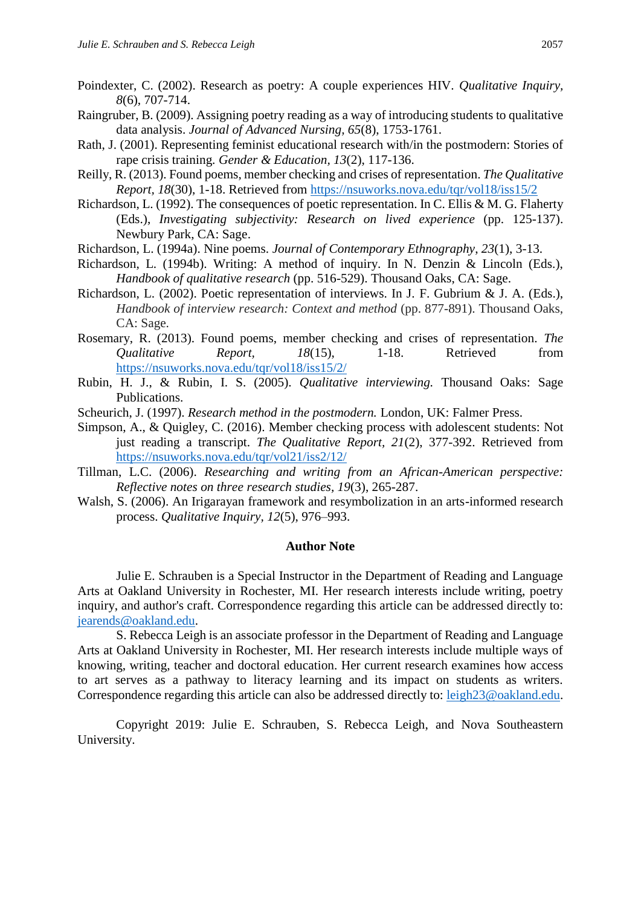Poindexter, C. (2002). Research as poetry: A couple experiences HIV. *Qualitative Inquiry, 8*(6), 707-714.

Raingruber, B. (2009). Assigning poetry reading as a way of introducing students to qualitative data analysis. *Journal of Advanced Nursing, 65*(8), 1753-1761.

Rath, J. (2001). Representing feminist educational research with/in the postmodern: Stories of rape crisis training. *Gender & Education, 13*(2), 117-136.

Reilly, R. (2013). Found poems, member checking and crises of representation. *The Qualitative Report, 18*(30), 1-18. Retrieved from https://nsuworks.nova.edu/tqr/vol18/iss15/2

Richardson, L. (1992). The consequences of poetic representation. In C. Ellis & M. G. Flaherty (Eds.), *Investigating subjectivity: Research on lived experience* (pp. 125-137). Newbury Park, CA: Sage.

Richardson, L. (1994a). Nine poems. *Journal of Contemporary Ethnography*, *23*(1), 3-13.

Richardson, L. (1994b). Writing: A method of inquiry. In N. Denzin & Lincoln (Eds.), *Handbook of qualitative research* (pp. 516-529). Thousand Oaks, CA: Sage.

Richardson, L. (2002). Poetic representation of interviews. In J. F. Gubrium & J. A. (Eds.), *Handbook of interview research: Context and method* (pp. 877-891). Thousand Oaks, CA: Sage.

Rosemary, R. (2013). Found poems, member checking and crises of representation. *The Qualitative Report, 18*(15), 1-18. Retrieved from https://nsuworks.nova.edu/tqr/vol18/iss15/2/

Rubin, H. J., & Rubin, I. S. (2005). *Qualitative interviewing.* Thousand Oaks: Sage Publications.

Scheurich, J. (1997). *Research method in the postmodern.* London, UK: Falmer Press.

Simpson, A., & Quigley, C. (2016). Member checking process with adolescent students: Not just reading a transcript. *The Qualitative Report, 21*(2), 377-392. Retrieved from https://nsuworks.nova.edu/tqr/vol21/iss2/12/

Tillman, L.C. (2006). *Researching and writing from an African-American perspective: Reflective notes on three research studies*, *19*(3), 265-287.

Walsh, S. (2006). An Irigarayan framework and resymbolization in an arts-informed research process. *Qualitative Inquiry, 12*(5), 976–993.

## Author Note

Julie E. Schrauben is a Special Instructor in the Department of Reading and Language Arts at Oakland University in Rochester, MI. Her research interests include writing, poetry inquiry, and author's craft. Correspondence regarding this article can be addressed directly to: jearends@oakland.edu.

S. Rebecca Leigh is an associate professor in the Department of Reading and Language Arts at Oakland University in Rochester, MI. Her research interests include multiple ways of knowing, writing, teacher and doctoral education. Her current research examines how access to art serves as a pathway to literacy learning and its impact on students as writers. Correspondence regarding this article can also be addressed directly to: leigh23@oakland.edu.

Copyright 2019: Julie E. Schrauben, S. Rebecca Leigh, and Nova Southeastern University.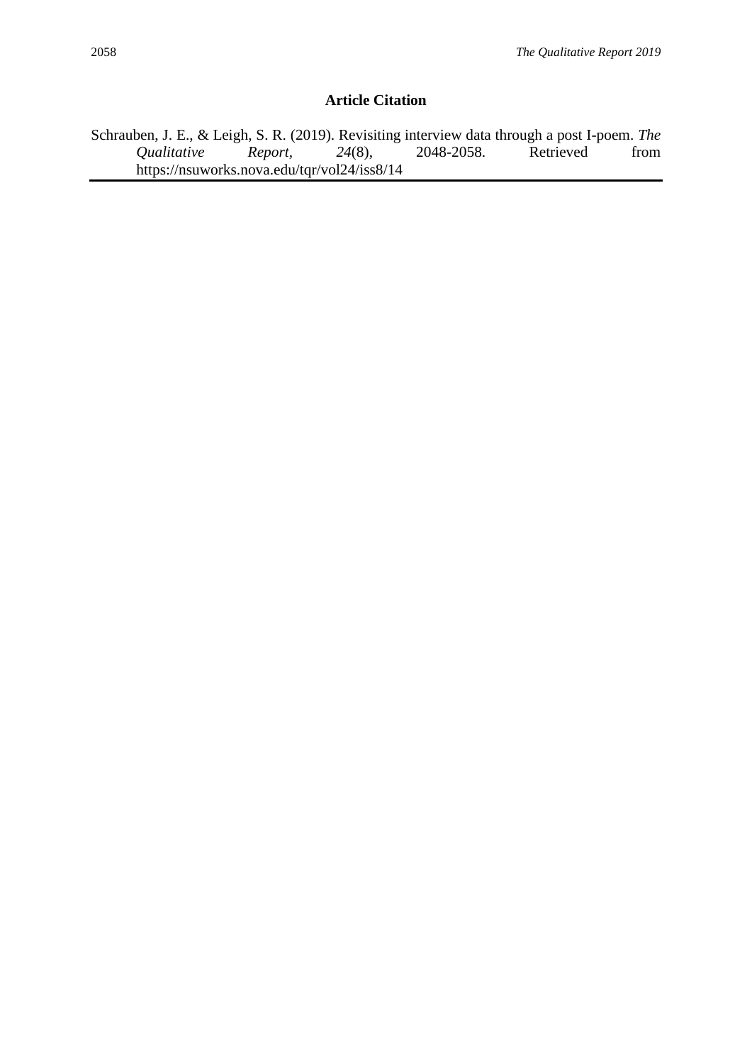## Article Citation

Schrauben, J. E., & Leigh, S. R. (2019). Revisiting interview data through a post I-poem. *The Qualitative Report*, *24*(8), 2048-2058. Retrieved from https://nsuworks.nova.edu/tqr/vol24/iss8/14